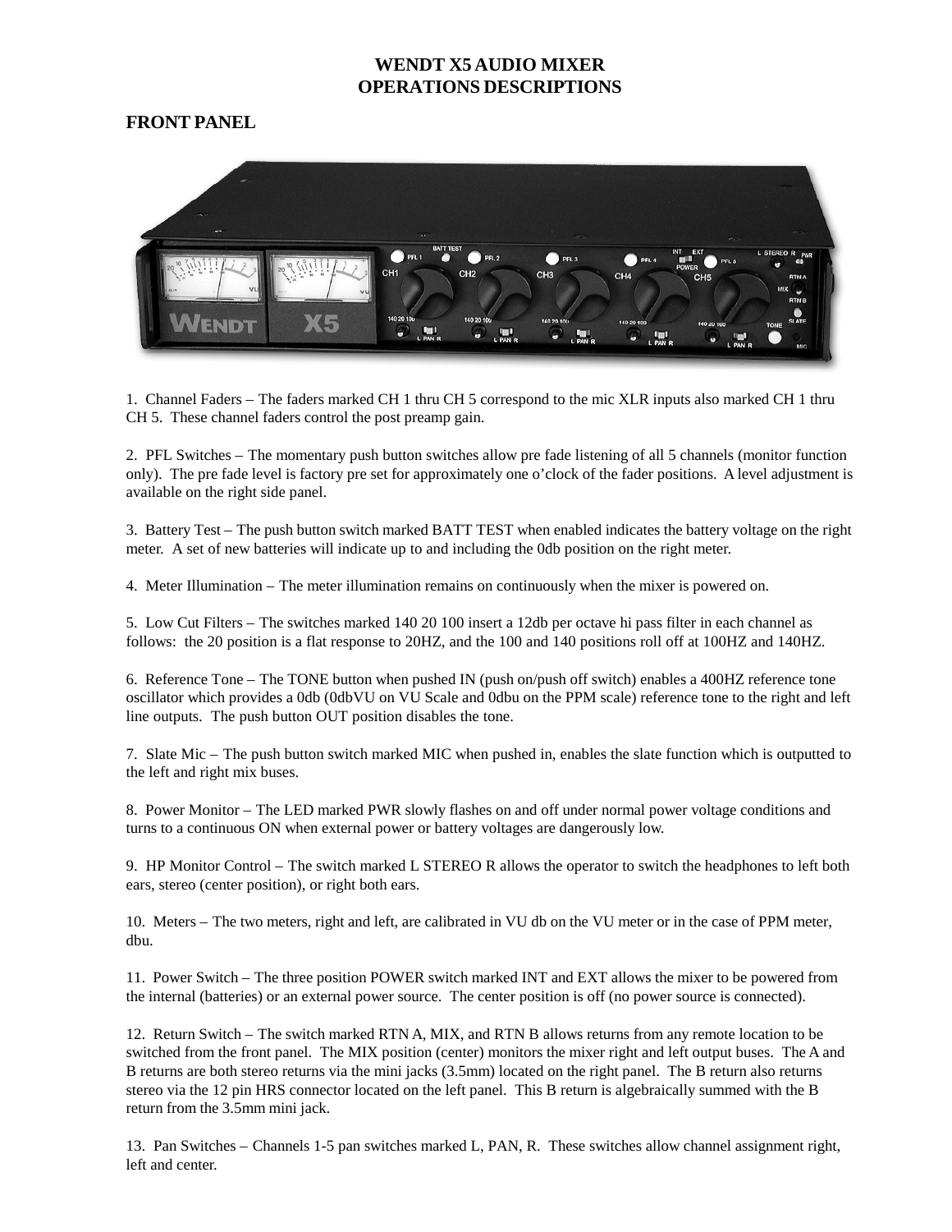# WENDT X5 AUDIO MIXER
# OPERATIONS DESCRIPTIONS

## FRONT PANEL

1. Channel Faders – The faders marked CH 1 thru CH 5 correspond to the mic XLR inputs also marked CH 1 thru CH 5. These channel faders control the post preamp gain.

2. PFL Switches – The momentary push button switches allow pre fade listening of all 5 channels (monitor function only). The pre fade level is factory pre set for approximately one o'clock of the fader positions. A level adjustment is available on the right side panel.

3. Battery Test – The push button switch marked BATT TEST when enabled indicates the battery voltage on the right meter. A set of new batteries will indicate up to and including the 0db position on the right meter.

4. Meter Illumination – The meter illumination remains on continuously when the mixer is powered on.

5. Low Cut Filters – The switches marked 140 20 100 insert a 12db per octave hi pass filter in each channel as follows: the 20 position is a flat response to 20HZ, and the 100 and 140 positions roll off at 100HZ and 140HZ.

6. Reference Tone – The TONE button when pushed IN (push on/push off switch) enables a 400HZ reference tone oscillator which provides a 0db (0dbVU on VU Scale and 0dbu on the PPM scale) reference tone to the right and left line outputs. The push button OUT position disables the tone.

7. Slate Mic – The push button switch marked MIC when pushed in, enables the slate function which is outputted to the left and right mix buses.

8. Power Monitor – The LED marked PWR slowly flashes on and off under normal power voltage conditions and turns to a continuous ON when external power or battery voltages are dangerously low.

9. HP Monitor Control – The switch marked L STEREO R allows the operator to switch the headphones to left both ears, stereo (center position), or right both ears.

10. Meters – The two meters, right and left, are calibrated in VU db on the VU meter or in the case of PPM meter, dbu.

11. Power Switch – The three position POWER switch marked INT and EXT allows the mixer to be powered from the internal (batteries) or an external power source. The center position is off (no power source is connected).

12. Return Switch – The switch marked RTN A, MIX, and RTN B allows returns from any remote location to be switched from the front panel. The MIX position (center) monitors the mixer right and left output buses. The A and B returns are both stereo returns via the mini jacks (3.5mm) located on the right panel. The B return also returns stereo via the 12 pin HRS connector located on the left panel. This B return is algebraically summed with the B return from the 3.5mm mini jack.

13. Pan Switches – Channels 1-5 pan switches marked L, PAN, R. These switches allow channel assignment right, left and center.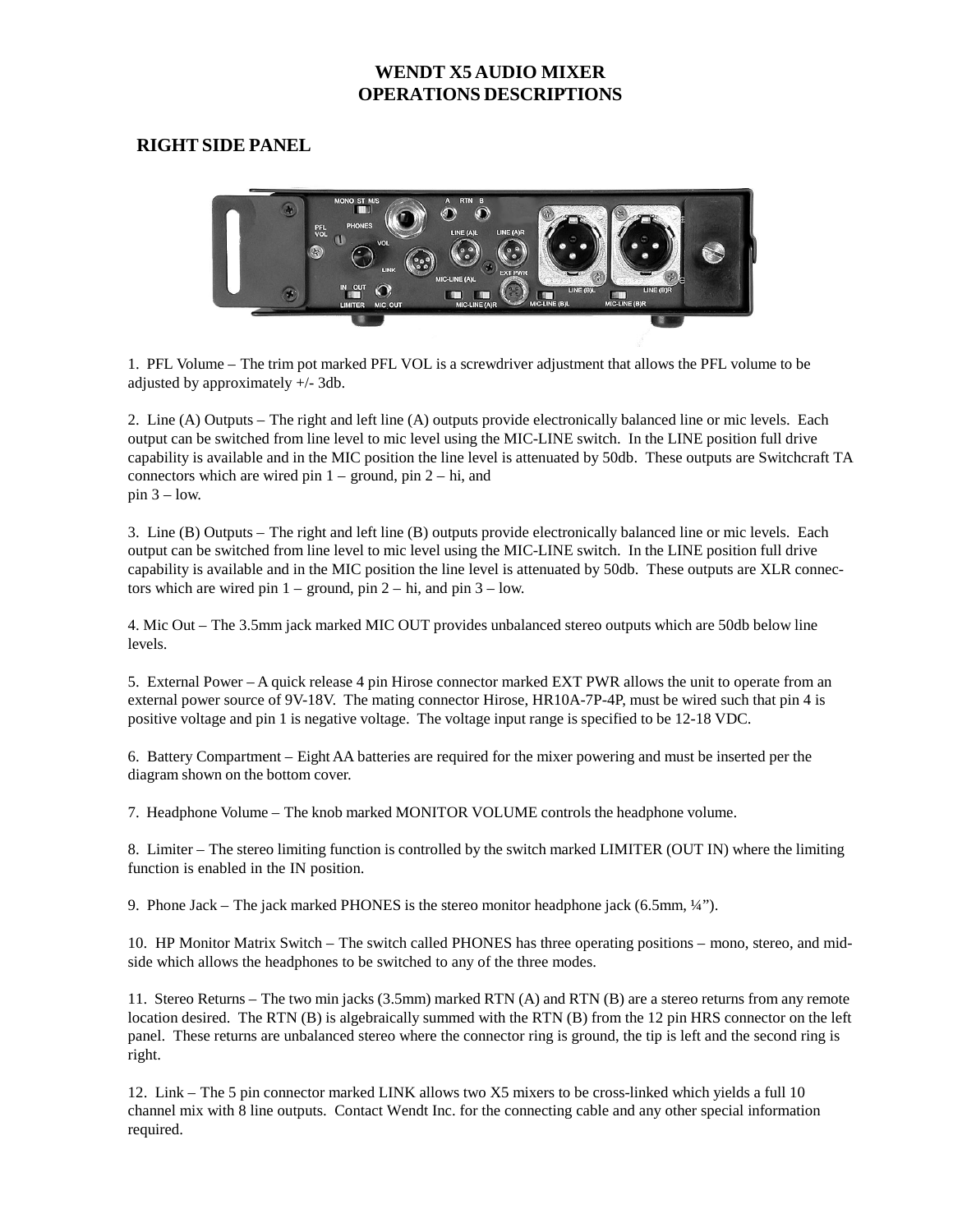# WENDT X5 AUDIO MIXER
# OPERATIONS DESCRIPTIONS

## RIGHT SIDE PANEL

1. PFL Volume – The trim pot marked PFL VOL is a screwdriver adjustment that allows the PFL volume to be adjusted by approximately +/- 3db.

2. Line (A) Outputs – The right and left line (A) outputs provide electronically balanced line or mic levels. Each output can be switched from line level to mic level using the MIC-LINE switch. In the LINE position full drive capability is available and in the MIC position the line level is attenuated by 50db. These outputs are Switchcraft TA connectors which are wired pin 1 – ground, pin 2 – hi, and pin 3 – low.

3. Line (B) Outputs – The right and left line (B) outputs provide electronically balanced line or mic levels. Each output can be switched from line level to mic level using the MIC-LINE switch. In the LINE position full drive capability is available and in the MIC position the line level is attenuated by 50db. These outputs are XLR connectors which are wired pin 1 – ground, pin 2 – hi, and pin 3 – low.

4. Mic Out – The 3.5mm jack marked MIC OUT provides unbalanced stereo outputs which are 50db below line levels.

5. External Power – A quick release 4 pin Hirose connector marked EXT PWR allows the unit to operate from an external power source of 9V-18V. The mating connector Hirose, HR10A-7P-4P, must be wired such that pin 4 is positive voltage and pin 1 is negative voltage. The voltage input range is specified to be 12-18 VDC.

6. Battery Compartment – Eight AA batteries are required for the mixer powering and must be inserted per the diagram shown on the bottom cover.

7. Headphone Volume – The knob marked MONITOR VOLUME controls the headphone volume.

8. Limiter – The stereo limiting function is controlled by the switch marked LIMITER (OUT IN) where the limiting function is enabled in the IN position.

9. Phone Jack – The jack marked PHONES is the stereo monitor headphone jack (6.5mm, ¼”).

10. HP Monitor Matrix Switch – The switch called PHONES has three operating positions – mono, stereo, and mid-side which allows the headphones to be switched to any of the three modes.

11. Stereo Returns – The two min jacks (3.5mm) marked RTN (A) and RTN (B) are a stereo returns from any remote location desired. The RTN (B) is algebraically summed with the RTN (B) from the 12 pin HRS connector on the left panel. These returns are unbalanced stereo where the connector ring is ground, the tip is left and the second ring is right.

12. Link – The 5 pin connector marked LINK allows two X5 mixers to be cross-linked which yields a full 10 channel mix with 8 line outputs. Contact Wendt Inc. for the connecting cable and any other special information required.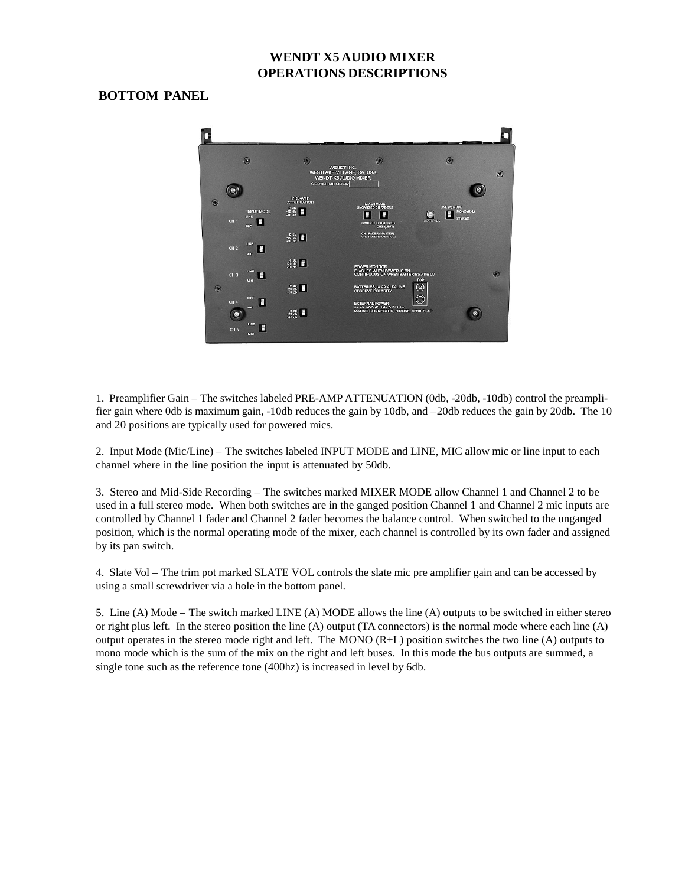# WENDT X5 AUDIO MIXER
# OPERATIONS DESCRIPTIONS

## BOTTOM PANEL

1. Preamplifier Gain – The switches labeled PRE-AMP ATTENUATION (0db, -20db, -10db) control the preamplifier gain where 0db is maximum gain, -10db reduces the gain by 10db, and –20db reduces the gain by 20db. The 10 and 20 positions are typically used for powered mics.

2. Input Mode (Mic/Line) – The switches labeled INPUT MODE and LINE, MIC allow mic or line input to each channel where in the line position the input is attenuated by 50db.

3. Stereo and Mid-Side Recording – The switches marked MIXER MODE allow Channel 1 and Channel 2 to be used in a full stereo mode. When both switches are in the ganged position Channel 1 and Channel 2 mic inputs are controlled by Channel 1 fader and Channel 2 fader becomes the balance control. When switched to the unganged position, which is the normal operating mode of the mixer, each channel is controlled by its own fader and assigned by its pan switch.

4. Slate Vol – The trim pot marked SLATE VOL controls the slate mic pre amplifier gain and can be accessed by using a small screwdriver via a hole in the bottom panel.

5. Line (A) Mode – The switch marked LINE (A) MODE allows the line (A) outputs to be switched in either stereo or right plus left. In the stereo position the line (A) output (TA connectors) is the normal mode where each line (A) output operates in the stereo mode right and left. The MONO (R+L) position switches the two line (A) outputs to mono mode which is the sum of the mix on the right and left buses. In this mode the bus outputs are summed, a single tone such as the reference tone (400hz) is increased in level by 6db.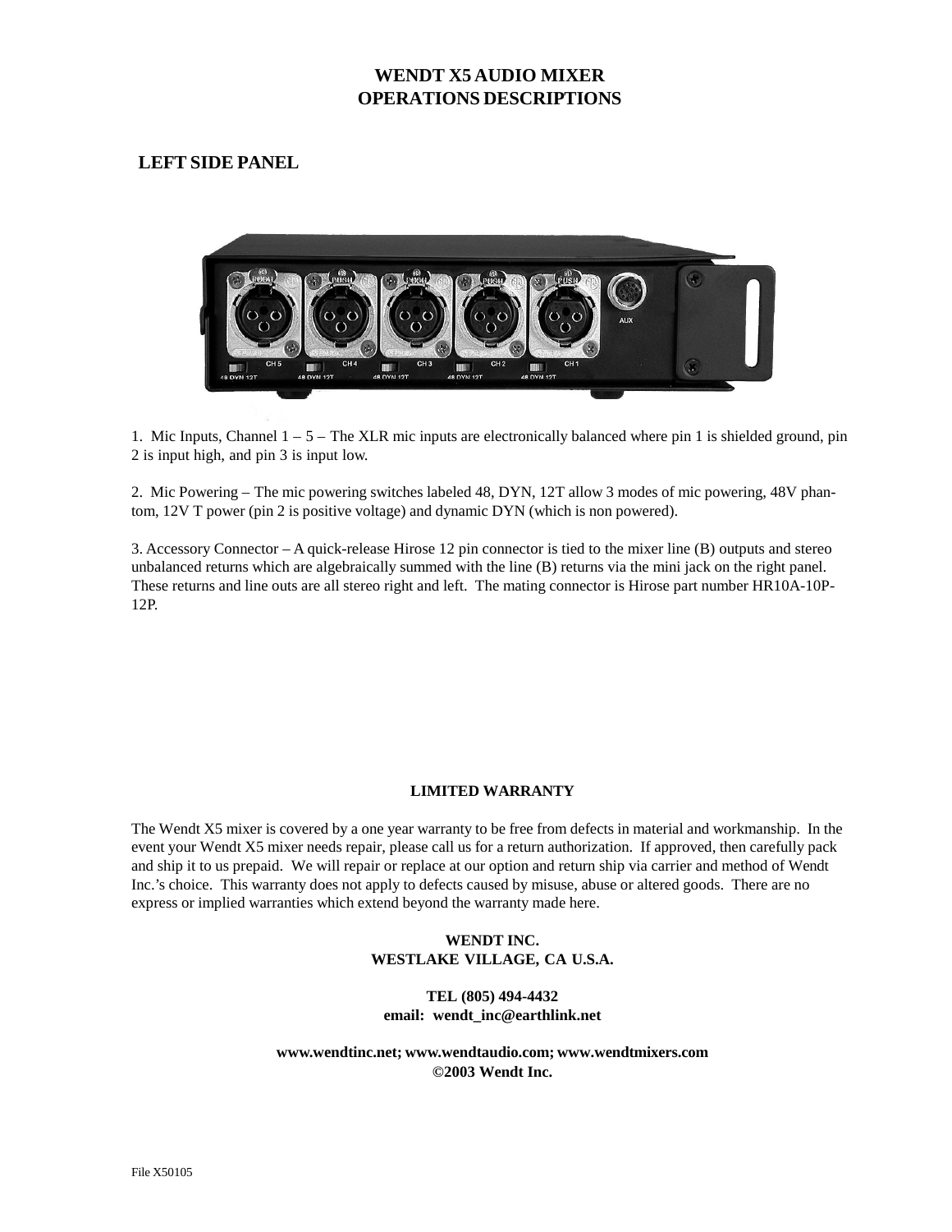# WENDT X5 AUDIO MIXER
# OPERATIONS DESCRIPTIONS

## LEFT SIDE PANEL

1. Mic Inputs, Channel 1 – 5 – The XLR mic inputs are electronically balanced where pin 1 is shielded ground, pin 2 is input high, and pin 3 is input low.

2. Mic Powering – The mic powering switches labeled 48, DYN, 12T allow 3 modes of mic powering, 48V phantom, 12V T power (pin 2 is positive voltage) and dynamic DYN (which is non powered).

3. Accessory Connector – A quick-release Hirose 12 pin connector is tied to the mixer line (B) outputs and stereo unbalanced returns which are algebraically summed with the line (B) returns via the mini jack on the right panel. These returns and line outs are all stereo right and left. The mating connector is Hirose part number HR10A-10P-12P.

**LIMITED WARRANTY**

The Wendt X5 mixer is covered by a one year warranty to be free from defects in material and workmanship. In the event your Wendt X5 mixer needs repair, please call us for a return authorization. If approved, then carefully pack and ship it to us prepaid. We will repair or replace at our option and return ship via carrier and method of Wendt Inc.'s choice. This warranty does not apply to defects caused by misuse, abuse or altered goods. There are no express or implied warranties which extend beyond the warranty made here.

**WENDT INC.**
**WESTLAKE VILLAGE, CA U.S.A.**

**TEL (805) 494-4432**
**email: wendt_inc@earthlink.net**

**www.wendtinc.net; www.wendtaudio.com; www.wendtmixers.com**
**©2003 Wendt Inc.**

File X50105